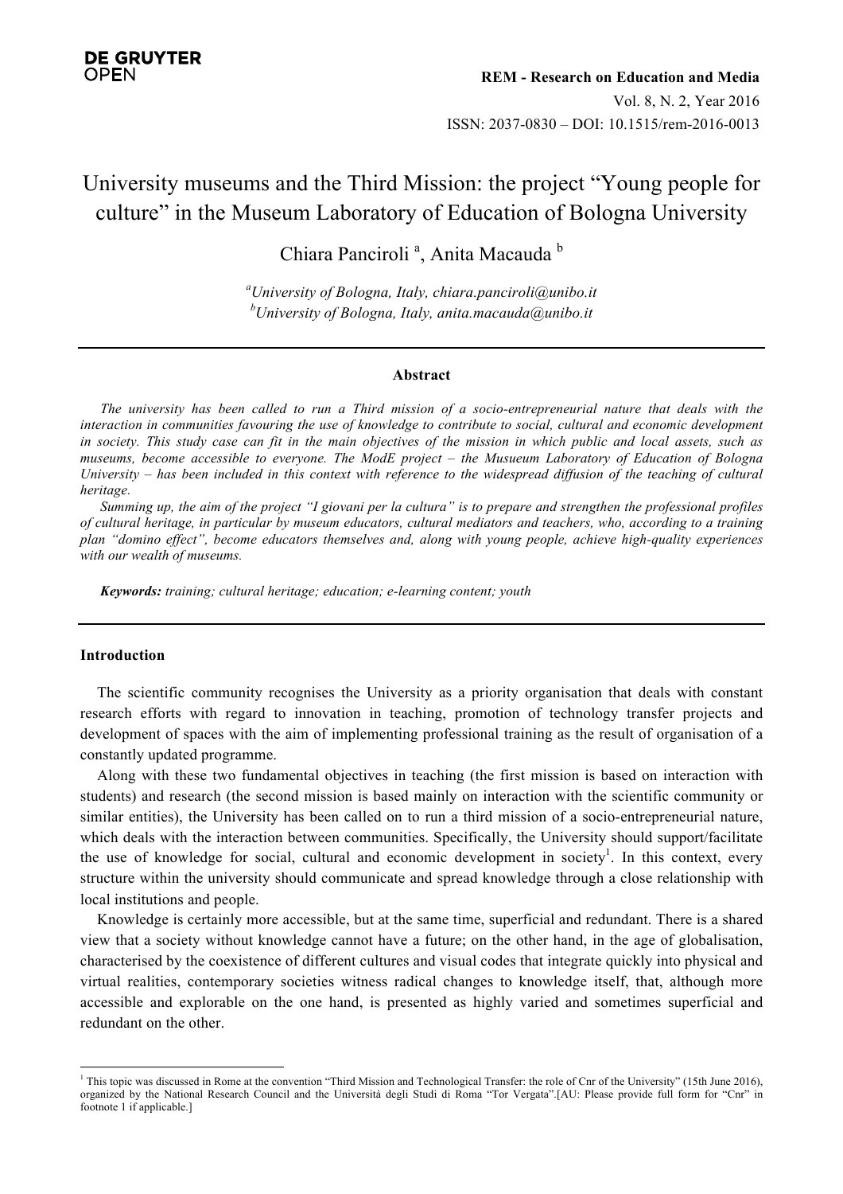# University museums and the Third Mission: the project "Young people for culture" in the Museum Laboratory of Education of Bologna University

Chiara Panciroli [a], Anita Macauda [b]

[a] *University of Bologna, Italy, chiara.panciroli@unibo.it*
[b] *University of Bologna, Italy, anita.macauda@unibo.it*

---

### Abstract

*The university has been called to run a Third mission of a socio-entrepreneurial nature that deals with the interaction in communities favouring the use of knowledge to contribute to social, cultural and economic development in society. This study case can fit in the main objectives of the mission in which public and local assets, such as museums, become accessible to everyone. The ModE project – the Musueum Laboratory of Education of Bologna University – has been included in this context with reference to the widespread diffusion of the teaching of cultural heritage.*

*Summing up, the aim of the project "I giovani per la cultura" is to prepare and strengthen the professional profiles of cultural heritage, in particular by museum educators, cultural mediators and teachers, who, according to a training plan "domino effect", become educators themselves and, along with young people, achieve high-quality experiences with our wealth of museums.*

***Keywords:*** *training; cultural heritage; education; e-learning content; youth*

---

### Introduction

The scientific community recognises the University as a priority organisation that deals with constant research efforts with regard to innovation in teaching, promotion of technology transfer projects and development of spaces with the aim of implementing professional training as the result of organisation of a constantly updated programme.

Along with these two fundamental objectives in teaching (the first mission is based on interaction with students) and research (the second mission is based mainly on interaction with the scientific community or similar entities), the University has been called on to run a third mission of a socio-entrepreneurial nature, which deals with the interaction between communities. Specifically, the University should support/facilitate the use of knowledge for social, cultural and economic development in society[1]. In this context, every structure within the university should communicate and spread knowledge through a close relationship with local institutions and people.

Knowledge is certainly more accessible, but at the same time, superficial and redundant. There is a shared view that a society without knowledge cannot have a future; on the other hand, in the age of globalisation, characterised by the coexistence of different cultures and visual codes that integrate quickly into physical and virtual realities, contemporary societies witness radical changes to knowledge itself, that, although more accessible and explorable on the one hand, is presented as highly varied and sometimes superficial and redundant on the other.

---

[1] This topic was discussed in Rome at the convention "Third Mission and Technological Transfer: the role of Cnr of the University" (15th June 2016), organized by the National Research Council and the Università degli Studi di Roma "Tor Vergata".[AU: Please provide full form for "Cnr" in footnote 1 if applicable.]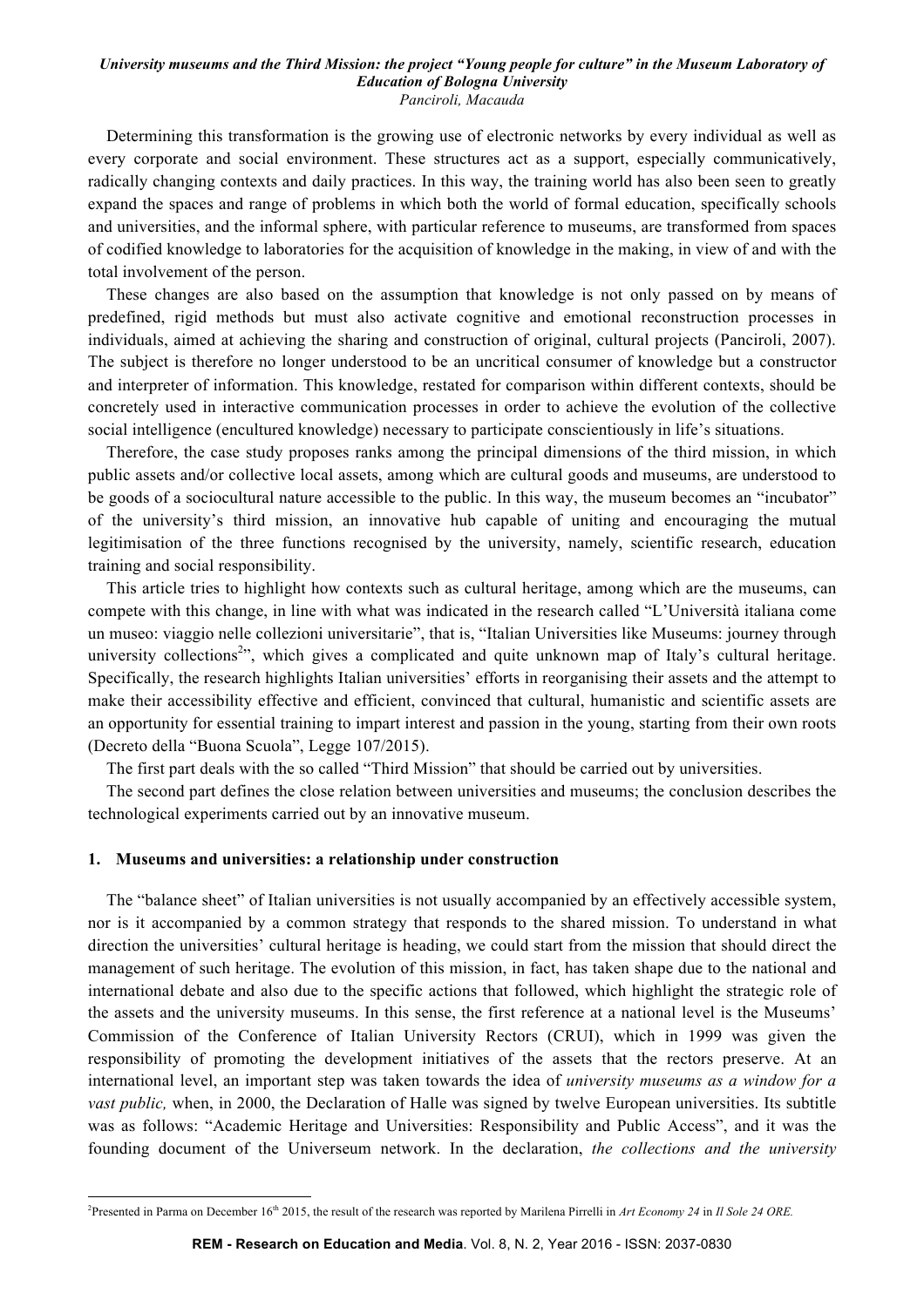Determining this transformation is the growing use of electronic networks by every individual as well as every corporate and social environment. These structures act as a support, especially communicatively, radically changing contexts and daily practices. In this way, the training world has also been seen to greatly expand the spaces and range of problems in which both the world of formal education, specifically schools and universities, and the informal sphere, with particular reference to museums, are transformed from spaces of codified knowledge to laboratories for the acquisition of knowledge in the making, in view of and with the total involvement of the person.

These changes are also based on the assumption that knowledge is not only passed on by means of predefined, rigid methods but must also activate cognitive and emotional reconstruction processes in individuals, aimed at achieving the sharing and construction of original, cultural projects (Panciroli, 2007). The subject is therefore no longer understood to be an uncritical consumer of knowledge but a constructor and interpreter of information. This knowledge, restated for comparison within different contexts, should be concretely used in interactive communication processes in order to achieve the evolution of the collective social intelligence (encultured knowledge) necessary to participate conscientiously in life's situations.

Therefore, the case study proposes ranks among the principal dimensions of the third mission, in which public assets and/or collective local assets, among which are cultural goods and museums, are understood to be goods of a sociocultural nature accessible to the public. In this way, the museum becomes an "incubator" of the university's third mission, an innovative hub capable of uniting and encouraging the mutual legitimisation of the three functions recognised by the university, namely, scientific research, education training and social responsibility.

This article tries to highlight how contexts such as cultural heritage, among which are the museums, can compete with this change, in line with what was indicated in the research called "L'Università italiana come un museo: viaggio nelle collezioni universitarie", that is, "Italian Universities like Museums: journey through university collections[2]", which gives a complicated and quite unknown map of Italy's cultural heritage. Specifically, the research highlights Italian universities' efforts in reorganising their assets and the attempt to make their accessibility effective and efficient, convinced that cultural, humanistic and scientific assets are an opportunity for essential training to impart interest and passion in the young, starting from their own roots (Decreto della "Buona Scuola", Legge 107/2015).

The first part deals with the so called "Third Mission" that should be carried out by universities.

The second part defines the close relation between universities and museums; the conclusion describes the technological experiments carried out by an innovative museum.

## 1. Museums and universities: a relationship under construction

The "balance sheet" of Italian universities is not usually accompanied by an effectively accessible system, nor is it accompanied by a common strategy that responds to the shared mission. To understand in what direction the universities' cultural heritage is heading, we could start from the mission that should direct the management of such heritage. The evolution of this mission, in fact, has taken shape due to the national and international debate and also due to the specific actions that followed, which highlight the strategic role of the assets and the university museums. In this sense, the first reference at a national level is the Museums' Commission of the Conference of Italian University Rectors (CRUI), which in 1999 was given the responsibility of promoting the development initiatives of the assets that the rectors preserve. At an international level, an important step was taken towards the idea of *university museums as a window for a vast public,* when, in 2000, the Declaration of Halle was signed by twelve European universities. Its subtitle was as follows: "Academic Heritage and Universities: Responsibility and Public Access", and it was the founding document of the Universeum network. In the declaration, *the collections and the university*

[2] Presented in Parma on December 16th 2015, the result of the research was reported by Marilena Pirrelli in *Art Economy 24* in *Il Sole 24 ORE.*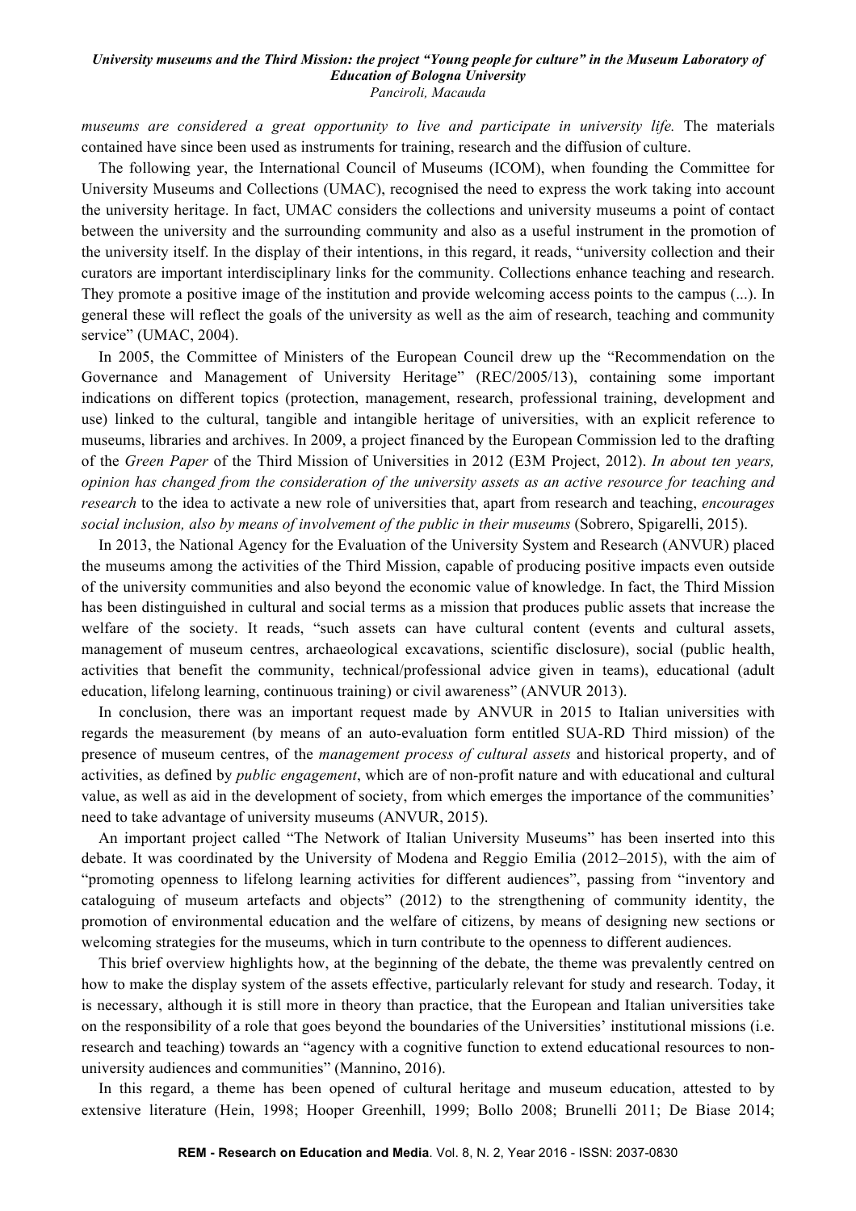*museums are considered a great opportunity to live and participate in university life.* The materials contained have since been used as instruments for training, research and the diffusion of culture.

The following year, the International Council of Museums (ICOM), when founding the Committee for University Museums and Collections (UMAC), recognised the need to express the work taking into account the university heritage. In fact, UMAC considers the collections and university museums a point of contact between the university and the surrounding community and also as a useful instrument in the promotion of the university itself. In the display of their intentions, in this regard, it reads, "university collection and their curators are important interdisciplinary links for the community. Collections enhance teaching and research. They promote a positive image of the institution and provide welcoming access points to the campus (...). In general these will reflect the goals of the university as well as the aim of research, teaching and community service" (UMAC, 2004).

In 2005, the Committee of Ministers of the European Council drew up the "Recommendation on the Governance and Management of University Heritage" (REC/2005/13), containing some important indications on different topics (protection, management, research, professional training, development and use) linked to the cultural, tangible and intangible heritage of universities, with an explicit reference to museums, libraries and archives. In 2009, a project financed by the European Commission led to the drafting of the *Green Paper* of the Third Mission of Universities in 2012 (E3M Project, 2012). *In about ten years, opinion has changed from the consideration of the university assets as an active resource for teaching and research* to the idea to activate a new role of universities that, apart from research and teaching, *encourages social inclusion, also by means of involvement of the public in their museums* (Sobrero, Spigarelli, 2015).

In 2013, the National Agency for the Evaluation of the University System and Research (ANVUR) placed the museums among the activities of the Third Mission, capable of producing positive impacts even outside of the university communities and also beyond the economic value of knowledge. In fact, the Third Mission has been distinguished in cultural and social terms as a mission that produces public assets that increase the welfare of the society. It reads, "such assets can have cultural content (events and cultural assets, management of museum centres, archaeological excavations, scientific disclosure), social (public health, activities that benefit the community, technical/professional advice given in teams), educational (adult education, lifelong learning, continuous training) or civil awareness" (ANVUR 2013).

In conclusion, there was an important request made by ANVUR in 2015 to Italian universities with regards the measurement (by means of an auto-evaluation form entitled SUA-RD Third mission) of the presence of museum centres, of the *management process of cultural assets* and historical property, and of activities, as defined by *public engagement*, which are of non-profit nature and with educational and cultural value, as well as aid in the development of society, from which emerges the importance of the communities' need to take advantage of university museums (ANVUR, 2015).

An important project called "The Network of Italian University Museums" has been inserted into this debate. It was coordinated by the University of Modena and Reggio Emilia (2012–2015), with the aim of "promoting openness to lifelong learning activities for different audiences", passing from "inventory and cataloguing of museum artefacts and objects" (2012) to the strengthening of community identity, the promotion of environmental education and the welfare of citizens, by means of designing new sections or welcoming strategies for the museums, which in turn contribute to the openness to different audiences.

This brief overview highlights how, at the beginning of the debate, the theme was prevalently centred on how to make the display system of the assets effective, particularly relevant for study and research. Today, it is necessary, although it is still more in theory than practice, that the European and Italian universities take on the responsibility of a role that goes beyond the boundaries of the Universities' institutional missions (i.e. research and teaching) towards an "agency with a cognitive function to extend educational resources to non-university audiences and communities" (Mannino, 2016).

In this regard, a theme has been opened of cultural heritage and museum education, attested to by extensive literature (Hein, 1998; Hooper Greenhill, 1999; Bollo 2008; Brunelli 2011; De Biase 2014;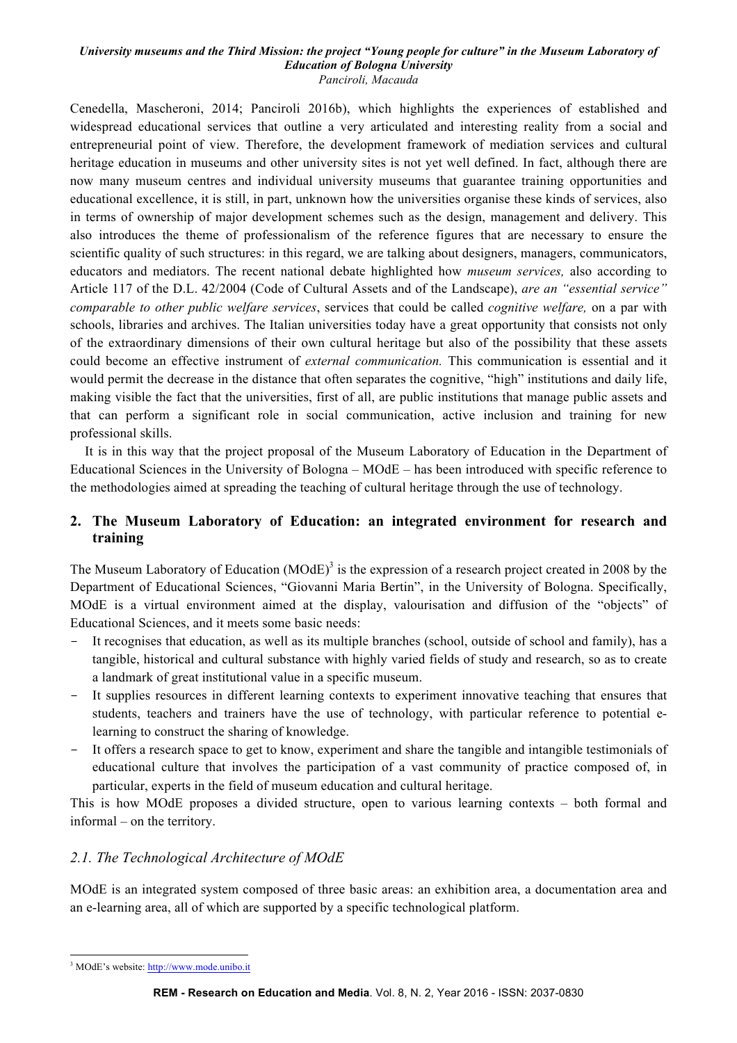Cenedella, Mascheroni, 2014; Panciroli 2016b), which highlights the experiences of established and widespread educational services that outline a very articulated and interesting reality from a social and entrepreneurial point of view. Therefore, the development framework of mediation services and cultural heritage education in museums and other university sites is not yet well defined. In fact, although there are now many museum centres and individual university museums that guarantee training opportunities and educational excellence, it is still, in part, unknown how the universities organise these kinds of services, also in terms of ownership of major development schemes such as the design, management and delivery. This also introduces the theme of professionalism of the reference figures that are necessary to ensure the scientific quality of such structures: in this regard, we are talking about designers, managers, communicators, educators and mediators. The recent national debate highlighted how *museum services,* also according to Article 117 of the D.L. 42/2004 (Code of Cultural Assets and of the Landscape), *are an "essential service" comparable to other public welfare services*, services that could be called *cognitive welfare,* on a par with schools, libraries and archives. The Italian universities today have a great opportunity that consists not only of the extraordinary dimensions of their own cultural heritage but also of the possibility that these assets could become an effective instrument of *external communication.* This communication is essential and it would permit the decrease in the distance that often separates the cognitive, "high" institutions and daily life, making visible the fact that the universities, first of all, are public institutions that manage public assets and that can perform a significant role in social communication, active inclusion and training for new professional skills.

It is in this way that the project proposal of the Museum Laboratory of Education in the Department of Educational Sciences in the University of Bologna – MOdE – has been introduced with specific reference to the methodologies aimed at spreading the teaching of cultural heritage through the use of technology.

## 2. The Museum Laboratory of Education: an integrated environment for research and training

The Museum Laboratory of Education (MOdE)[3] is the expression of a research project created in 2008 by the Department of Educational Sciences, "Giovanni Maria Bertin", in the University of Bologna. Specifically, MOdE is a virtual environment aimed at the display, valourisation and diffusion of the "objects" of Educational Sciences, and it meets some basic needs:

- It recognises that education, as well as its multiple branches (school, outside of school and family), has a tangible, historical and cultural substance with highly varied fields of study and research, so as to create a landmark of great institutional value in a specific museum.
- It supplies resources in different learning contexts to experiment innovative teaching that ensures that students, teachers and trainers have the use of technology, with particular reference to potential e-learning to construct the sharing of knowledge.
- It offers a research space to get to know, experiment and share the tangible and intangible testimonials of educational culture that involves the participation of a vast community of practice composed of, in particular, experts in the field of museum education and cultural heritage.

This is how MOdE proposes a divided structure, open to various learning contexts – both formal and informal – on the territory.

### *2.1. The Technological Architecture of MOdE*

MOdE is an integrated system composed of three basic areas: an exhibition area, a documentation area and an e-learning area, all of which are supported by a specific technological platform.

[3] MOdE's website: http://www.mode.unibo.it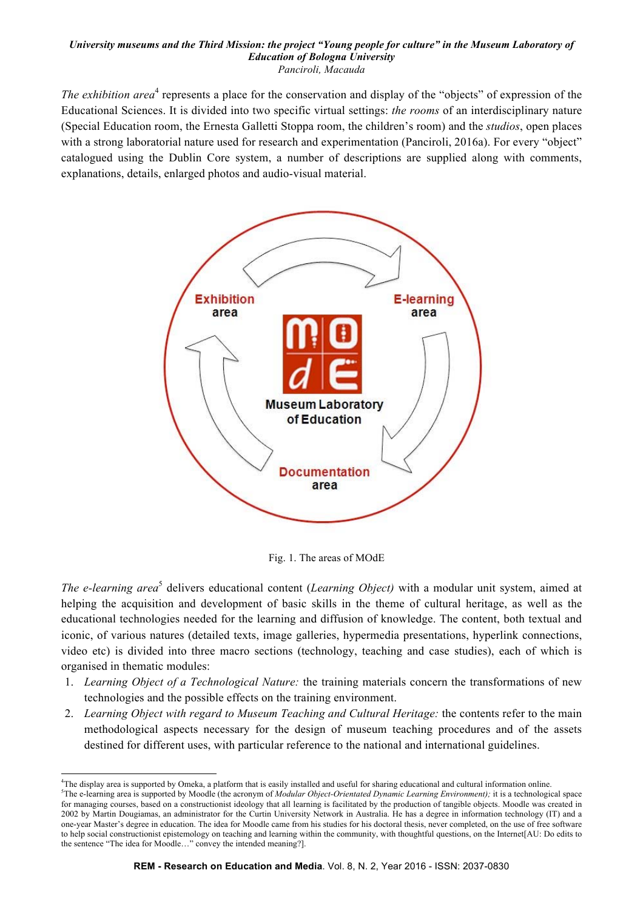*The exhibition area*[4] represents a place for the conservation and display of the "objects" of expression of the Educational Sciences. It is divided into two specific virtual settings: *the rooms* of an interdisciplinary nature (Special Education room, the Ernesta Galletti Stoppa room, the children's room) and the *studios*, open places with a strong laboratorial nature used for research and experimentation (Panciroli, 2016a). For every "object" catalogued using the Dublin Core system, a number of descriptions are supplied along with comments, explanations, details, enlarged photos and audio-visual material.

Fig. 1. The areas of MOdE

*The e-learning area*[5] delivers educational content (*Learning Object)* with a modular unit system, aimed at helping the acquisition and development of basic skills in the theme of cultural heritage, as well as the educational technologies needed for the learning and diffusion of knowledge. The content, both textual and iconic, of various natures (detailed texts, image galleries, hypermedia presentations, hyperlink connections, video etc) is divided into three macro sections (technology, teaching and case studies), each of which is organised in thematic modules:

1. *Learning Object of a Technological Nature:* the training materials concern the transformations of new technologies and the possible effects on the training environment.
2. *Learning Object with regard to Museum Teaching and Cultural Heritage:* the contents refer to the main methodological aspects necessary for the design of museum teaching procedures and of the assets destined for different uses, with particular reference to the national and international guidelines.

---

[4]The display area is supported by Omeka, a platform that is easily installed and useful for sharing educational and cultural information online.

[5]The e-learning area is supported by Moodle (the acronym of *Modular Object-Orientated Dynamic Learning Environment);* it is a technological space for managing courses, based on a constructionist ideology that all learning is facilitated by the production of tangible objects. Moodle was created in 2002 by Martin Dougiamas, an administrator for the Curtin University Network in Australia. He has a degree in information technology (IT) and a one-year Master's degree in education. The idea for Moodle came from his studies for his doctoral thesis, never completed, on the use of free software to help social constructionist epistemology on teaching and learning within the community, with thoughtful questions, on the Internet[AU: Do edits to the sentence "The idea for Moodle…" convey the intended meaning?].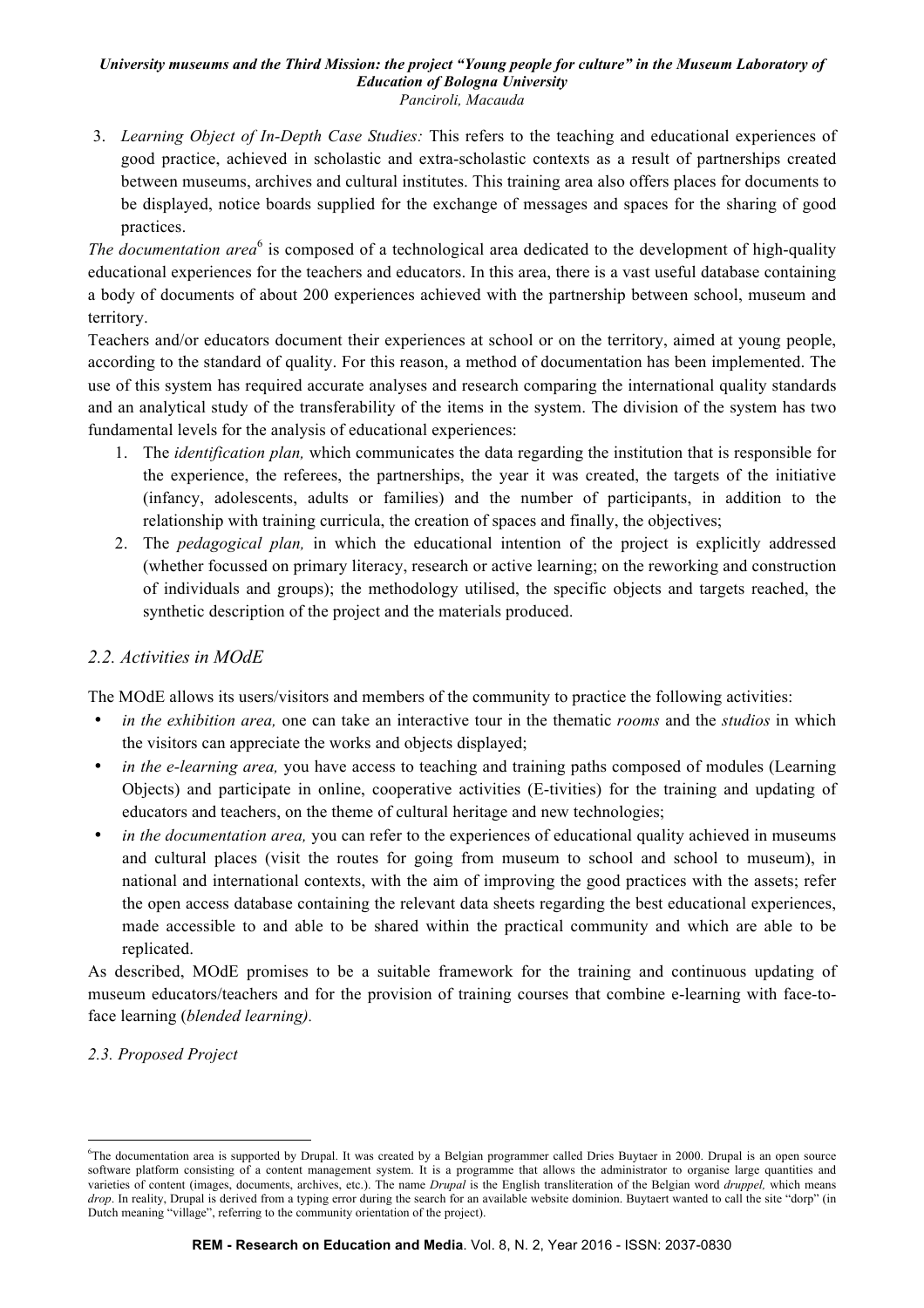3. *Learning Object of In-Depth Case Studies:* This refers to the teaching and educational experiences of good practice, achieved in scholastic and extra-scholastic contexts as a result of partnerships created between museums, archives and cultural institutes. This training area also offers places for documents to be displayed, notice boards supplied for the exchange of messages and spaces for the sharing of good practices.

*The documentation area*[6] is composed of a technological area dedicated to the development of high-quality educational experiences for the teachers and educators. In this area, there is a vast useful database containing a body of documents of about 200 experiences achieved with the partnership between school, museum and territory.

Teachers and/or educators document their experiences at school or on the territory, aimed at young people, according to the standard of quality. For this reason, a method of documentation has been implemented. The use of this system has required accurate analyses and research comparing the international quality standards and an analytical study of the transferability of the items in the system. The division of the system has two fundamental levels for the analysis of educational experiences:

1. The *identification plan,* which communicates the data regarding the institution that is responsible for the experience, the referees, the partnerships, the year it was created, the targets of the initiative (infancy, adolescents, adults or families) and the number of participants, in addition to the relationship with training curricula, the creation of spaces and finally, the objectives;
2. The *pedagogical plan,* in which the educational intention of the project is explicitly addressed (whether focussed on primary literacy, research or active learning; on the reworking and construction of individuals and groups); the methodology utilised, the specific objects and targets reached, the synthetic description of the project and the materials produced.

## *2.2. Activities in MOdE*

The MOdE allows its users/visitors and members of the community to practice the following activities:

- *in the exhibition area,* one can take an interactive tour in the thematic *rooms* and the *studios* in which the visitors can appreciate the works and objects displayed;
- *in the e-learning area,* you have access to teaching and training paths composed of modules (Learning Objects) and participate in online, cooperative activities (E-tivities) for the training and updating of educators and teachers, on the theme of cultural heritage and new technologies;
- *in the documentation area,* you can refer to the experiences of educational quality achieved in museums and cultural places (visit the routes for going from museum to school and school to museum), in national and international contexts, with the aim of improving the good practices with the assets; refer the open access database containing the relevant data sheets regarding the best educational experiences, made accessible to and able to be shared within the practical community and which are able to be replicated.

As described, MOdE promises to be a suitable framework for the training and continuous updating of museum educators/teachers and for the provision of training courses that combine e-learning with face-to-face learning (*blended learning).*

## *2.3. Proposed Project*

---

[6]The documentation area is supported by Drupal. It was created by a Belgian programmer called Dries Buytaer in 2000. Drupal is an open source software platform consisting of a content management system. It is a programme that allows the administrator to organise large quantities and varieties of content (images, documents, archives, etc.). The name *Drupal* is the English transliteration of the Belgian word *druppel,* which means *drop*. In reality, Drupal is derived from a typing error during the search for an available website dominion. Buytaert wanted to call the site "dorp" (in Dutch meaning "village", referring to the community orientation of the project).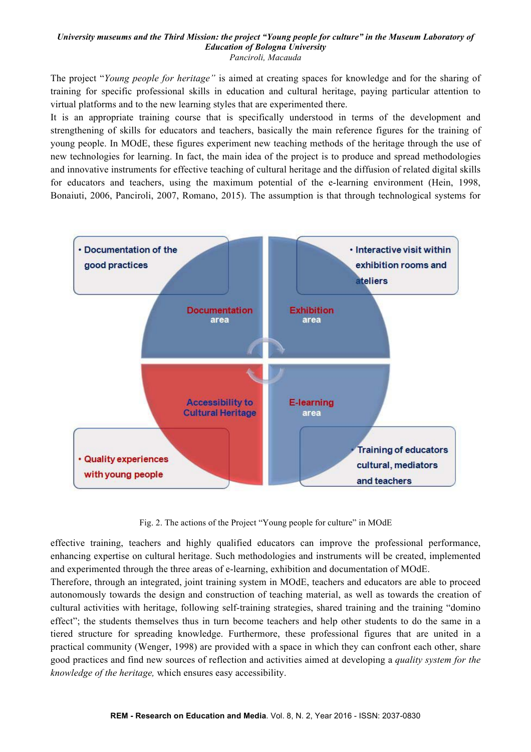The project "*Young people for heritage"* is aimed at creating spaces for knowledge and for the sharing of training for specific professional skills in education and cultural heritage, paying particular attention to virtual platforms and to the new learning styles that are experimented there.

It is an appropriate training course that is specifically understood in terms of the development and strengthening of skills for educators and teachers, basically the main reference figures for the training of young people. In MOdE, these figures experiment new teaching methods of the heritage through the use of new technologies for learning. In fact, the main idea of the project is to produce and spread methodologies and innovative instruments for effective teaching of cultural heritage and the diffusion of related digital skills for educators and teachers, using the maximum potential of the e-learning environment (Hein, 1998, Bonaiuti, 2006, Panciroli, 2007, Romano, 2015). The assumption is that through technological systems for effective training, teachers and highly qualified educators can improve the professional performance, enhancing expertise on cultural heritage. Such methodologies and instruments will be created, implemented and experimented through the three areas of e-learning, exhibition and documentation of MOdE.

Fig. 2. The actions of the Project "Young people for culture" in MOdE

Therefore, through an integrated, joint training system in MOdE, teachers and educators are able to proceed autonomously towards the design and construction of teaching material, as well as towards the creation of cultural activities with heritage, following self-training strategies, shared training and the training "domino effect"; the students themselves thus in turn become teachers and help other students to do the same in a tiered structure for spreading knowledge. Furthermore, these professional figures that are united in a practical community (Wenger, 1998) are provided with a space in which they can confront each other, share good practices and find new sources of reflection and activities aimed at developing a *quality system for the knowledge of the heritage,* which ensures easy accessibility.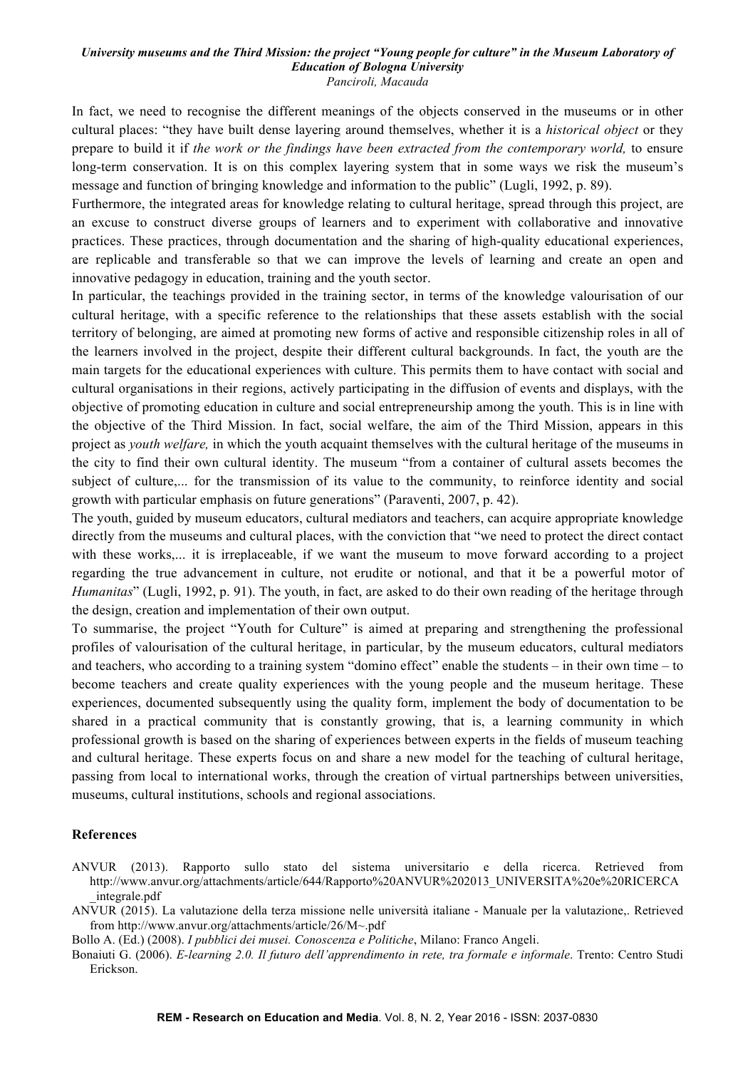In fact, we need to recognise the different meanings of the objects conserved in the museums or in other cultural places: "they have built dense layering around themselves, whether it is a *historical object* or they prepare to build it if *the work or the findings have been extracted from the contemporary world,* to ensure long-term conservation. It is on this complex layering system that in some ways we risk the museum's message and function of bringing knowledge and information to the public" (Lugli, 1992, p. 89).

Furthermore, the integrated areas for knowledge relating to cultural heritage, spread through this project, are an excuse to construct diverse groups of learners and to experiment with collaborative and innovative practices. These practices, through documentation and the sharing of high-quality educational experiences, are replicable and transferable so that we can improve the levels of learning and create an open and innovative pedagogy in education, training and the youth sector.

In particular, the teachings provided in the training sector, in terms of the knowledge valourisation of our cultural heritage, with a specific reference to the relationships that these assets establish with the social territory of belonging, are aimed at promoting new forms of active and responsible citizenship roles in all of the learners involved in the project, despite their different cultural backgrounds. In fact, the youth are the main targets for the educational experiences with culture. This permits them to have contact with social and cultural organisations in their regions, actively participating in the diffusion of events and displays, with the objective of promoting education in culture and social entrepreneurship among the youth. This is in line with the objective of the Third Mission. In fact, social welfare, the aim of the Third Mission, appears in this project as *youth welfare,* in which the youth acquaint themselves with the cultural heritage of the museums in the city to find their own cultural identity. The museum "from a container of cultural assets becomes the subject of culture,... for the transmission of its value to the community, to reinforce identity and social growth with particular emphasis on future generations" (Paraventi, 2007, p. 42).

The youth, guided by museum educators, cultural mediators and teachers, can acquire appropriate knowledge directly from the museums and cultural places, with the conviction that "we need to protect the direct contact with these works,... it is irreplaceable, if we want the museum to move forward according to a project regarding the true advancement in culture, not erudite or notional, and that it be a powerful motor of *Humanitas*" (Lugli, 1992, p. 91). The youth, in fact, are asked to do their own reading of the heritage through the design, creation and implementation of their own output.

To summarise, the project "Youth for Culture" is aimed at preparing and strengthening the professional profiles of valourisation of the cultural heritage, in particular, by the museum educators, cultural mediators and teachers, who according to a training system "domino effect" enable the students – in their own time – to become teachers and create quality experiences with the young people and the museum heritage. These experiences, documented subsequently using the quality form, implement the body of documentation to be shared in a practical community that is constantly growing, that is, a learning community in which professional growth is based on the sharing of experiences between experts in the fields of museum teaching and cultural heritage. These experts focus on and share a new model for the teaching of cultural heritage, passing from local to international works, through the creation of virtual partnerships between universities, museums, cultural institutions, schools and regional associations.

## References

ANVUR (2013). Rapporto sullo stato del sistema universitario e della ricerca. Retrieved from http://www.anvur.org/attachments/article/644/Rapporto%20ANVUR%202013_UNIVERSITA%20e%20RICERCA_integrale.pdf

ANVUR (2015). La valutazione della terza missione nelle università italiane - Manuale per la valutazione,. Retrieved from http://www.anvur.org/attachments/article/26/M~.pdf

Bollo A. (Ed.) (2008). *I pubblici dei musei. Conoscenza e Politiche*, Milano: Franco Angeli.

Bonaiuti G. (2006). *E-learning 2.0. Il futuro dell'apprendimento in rete, tra formale e informale*. Trento: Centro Studi Erickson.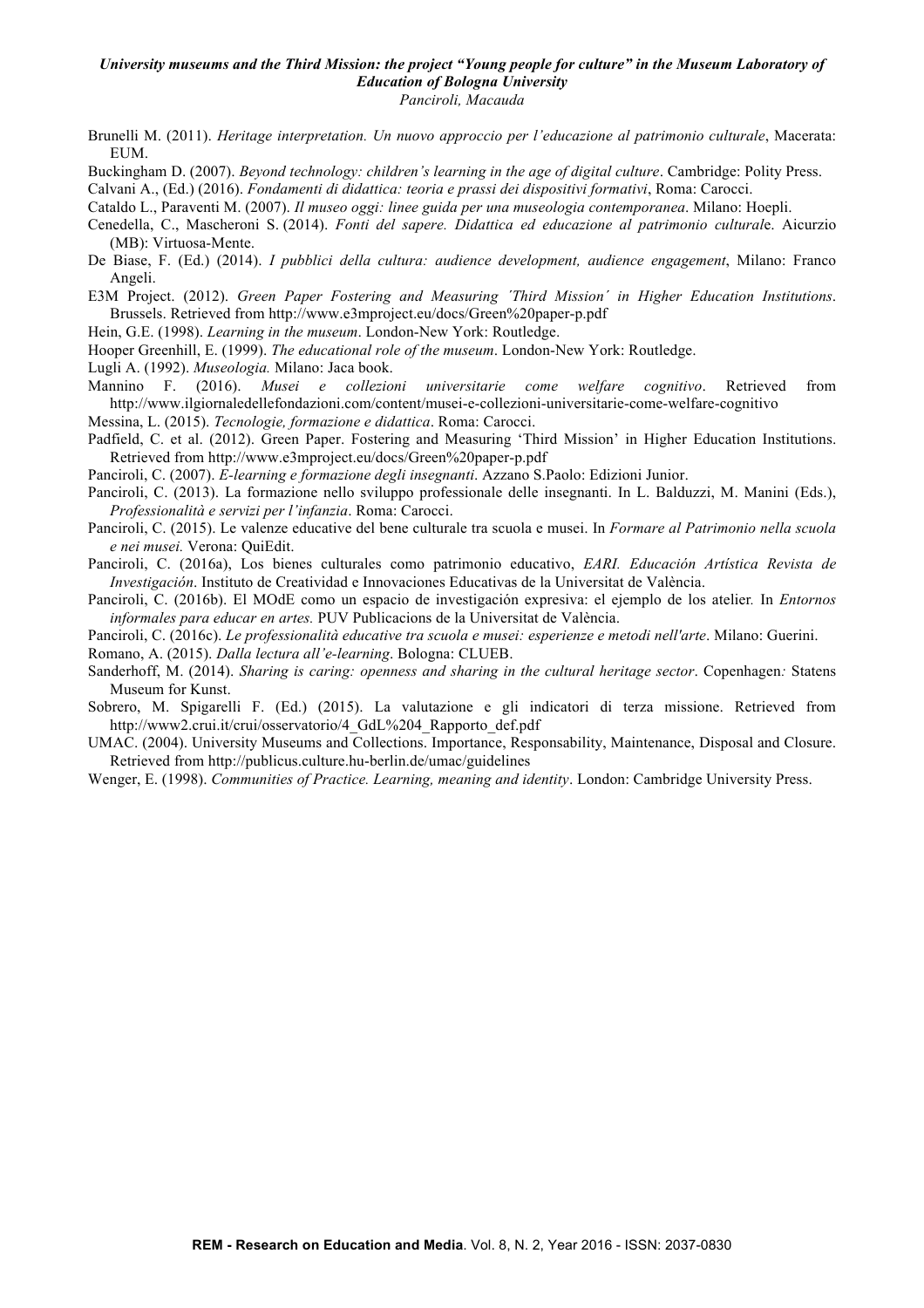Brunelli M. (2011). *Heritage interpretation. Un nuovo approccio per l'educazione al patrimonio culturale*, Macerata: EUM.

Buckingham D. (2007). *Beyond technology: children's learning in the age of digital culture*. Cambridge: Polity Press.

Calvani A., (Ed.) (2016). *Fondamenti di didattica: teoria e prassi dei dispositivi formativi*, Roma: Carocci.

Cataldo L., Paraventi M. (2007). *Il museo oggi: linee guida per una museologia contemporanea*. Milano: Hoepli.

Cenedella, C., Mascheroni S. (2014). *Fonti del sapere. Didattica ed educazione al patrimonio culturale*. Aicurzio (MB): Virtuosa-Mente.

De Biase, F. (Ed.) (2014). *I pubblici della cultura: audience development, audience engagement*, Milano: Franco Angeli.

E3M Project. (2012). *Green Paper Fostering and Measuring ´Third Mission´ in Higher Education Institutions*. Brussels. Retrieved from http://www.e3mproject.eu/docs/Green%20paper-p.pdf

Hein, G.E. (1998). *Learning in the museum*. London-New York: Routledge.

Hooper Greenhill, E. (1999). *The educational role of the museum*. London-New York: Routledge.

Lugli A. (1992). *Museologia.* Milano: Jaca book.

Mannino F. (2016). *Musei e collezioni universitarie come welfare cognitivo*. Retrieved from http://www.ilgiornaledellefondazioni.com/content/musei-e-collezioni-universitarie-come-welfare-cognitivo

Messina, L. (2015). *Tecnologie, formazione e didattica*. Roma: Carocci.

Padfield, C. et al. (2012). Green Paper. Fostering and Measuring 'Third Mission' in Higher Education Institutions. Retrieved from http://www.e3mproject.eu/docs/Green%20paper-p.pdf

Panciroli, C. (2007). *E-learning e formazione degli insegnanti*. Azzano S.Paolo: Edizioni Junior.

Panciroli, C. (2013). La formazione nello sviluppo professionale delle insegnanti. In L. Balduzzi, M. Manini (Eds.), *Professionalità e servizi per l'infanzia*. Roma: Carocci.

Panciroli, C. (2015). Le valenze educative del bene culturale tra scuola e musei. In *Formare al Patrimonio nella scuola e nei musei.* Verona: QuiEdit.

Panciroli, C. (2016a), Los bienes culturales como patrimonio educativo, *EARI. Educación Artística Revista de Investigación*. Instituto de Creatividad e Innovaciones Educativas de la Universitat de València.

Panciroli, C. (2016b). El MOdE como un espacio de investigación expresiva: el ejemplo de los atelier. In *Entornos informales para educar en artes.* PUV Publicacions de la Universitat de València.

Panciroli, C. (2016c). *Le professionalità educative tra scuola e musei: esperienze e metodi nell'arte*. Milano: Guerini.

Romano, A. (2015). *Dalla lettura all'e-learning*. Bologna: CLUEB.

Sanderhoff, M. (2014). *Sharing is caring: openness and sharing in the cultural heritage sector*. Copenhagen: Statens Museum for Kunst.

Sobrero, M. Spigarelli F. (Ed.) (2015). La valutazione e gli indicatori di terza missione. Retrieved from http://www2.crui.it/crui/osservatorio/4_GdL%204_Rapporto_def.pdf

UMAC. (2004). University Museums and Collections. Importance, Responsability, Maintenance, Disposal and Closure. Retrieved from http://publicus.culture.hu-berlin.de/umac/guidelines

Wenger, E. (1998). *Communities of Practice. Learning, meaning and identity*. London: Cambridge University Press.